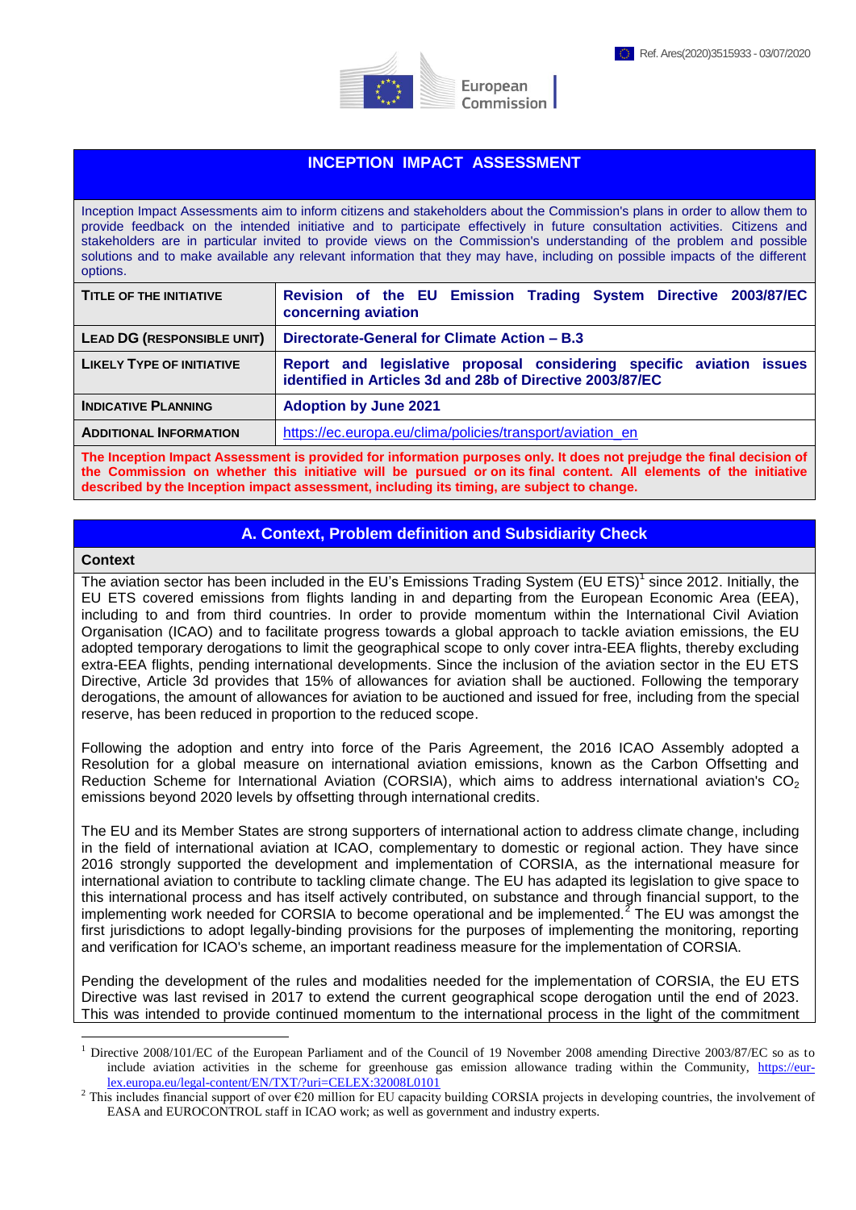Ref. Ares(2020)3515933 - 03/07/2020

# INCEPTION IMPACT ASSESSMENT

Inception Impact Assessments aim to inform citizens and stakeholders about the Commission's plans in order to allow them to provide feedback on the intended initiative and to participate effectively in future consultation activities. Citizens and stakeholders are in particular invited to provide views on the Commission's understanding of the problem and possible solutions and to make available any relevant information that they may have, including on possible impacts of the different options.

| | |
|---|---|
| **TITLE OF THE INITIATIVE** | **Revision of the EU Emission Trading System Directive 2003/87/EC concerning aviation** |
| **LEAD DG (RESPONSIBLE UNIT)** | **Directorate-General for Climate Action – B.3** |
| **LIKELY TYPE OF INITIATIVE** | **Report and legislative proposal considering specific aviation issues identified in Articles 3d and 28b of Directive 2003/87/EC** |
| **INDICATIVE PLANNING** | **Adoption by June 2021** |
| **ADDITIONAL INFORMATION** | https://ec.europa.eu/clima/policies/transport/aviation_en |

**The Inception Impact Assessment is provided for information purposes only. It does not prejudge the final decision of the Commission on whether this initiative will be pursued or on its final content. All elements of the initiative described by the Inception impact assessment, including its timing, are subject to change.**

## A. Context, Problem definition and Subsidiarity Check

### Context

The aviation sector has been included in the EU's Emissions Trading System (EU ETS)[1] since 2012. Initially, the EU ETS covered emissions from flights landing in and departing from the European Economic Area (EEA), including to and from third countries. In order to provide momentum within the International Civil Aviation Organisation (ICAO) and to facilitate progress towards a global approach to tackle aviation emissions, the EU adopted temporary derogations to limit the geographical scope to only cover intra-EEA flights, thereby excluding extra-EEA flights, pending international developments. Since the inclusion of the aviation sector in the EU ETS Directive, Article 3d provides that 15% of allowances for aviation shall be auctioned. Following the temporary derogations, the amount of allowances for aviation to be auctioned and issued for free, including from the special reserve, has been reduced in proportion to the reduced scope.

Following the adoption and entry into force of the Paris Agreement, the 2016 ICAO Assembly adopted a Resolution for a global measure on international aviation emissions, known as the Carbon Offsetting and Reduction Scheme for International Aviation (CORSIA), which aims to address international aviation's $CO_2$ emissions beyond 2020 levels by offsetting through international credits.

The EU and its Member States are strong supporters of international action to address climate change, including in the field of international aviation at ICAO, complementary to domestic or regional action. They have since 2016 strongly supported the development and implementation of CORSIA, as the international measure for international aviation to contribute to tackling climate change. The EU has adapted its legislation to give space to this international process and has itself actively contributed, on substance and through financial support, to the implementing work needed for CORSIA to become operational and be implemented.[2] The EU was amongst the first jurisdictions to adopt legally-binding provisions for the purposes of implementing the monitoring, reporting and verification for ICAO's scheme, an important readiness measure for the implementation of CORSIA.

Pending the development of the rules and modalities needed for the implementation of CORSIA, the EU ETS Directive was last revised in 2017 to extend the current geographical scope derogation until the end of 2023. This was intended to provide continued momentum to the international process in the light of the commitment

---

[1] Directive 2008/101/EC of the European Parliament and of the Council of 19 November 2008 amending Directive 2003/87/EC so as to include aviation activities in the scheme for greenhouse gas emission allowance trading within the Community, https://eur-lex.europa.eu/legal-content/EN/TXT/?uri=CELEX:32008L0101

[2] This includes financial support of over €20 million for EU capacity building CORSIA projects in developing countries, the involvement of EASA and EUROCONTROL staff in ICAO work; as well as government and industry experts.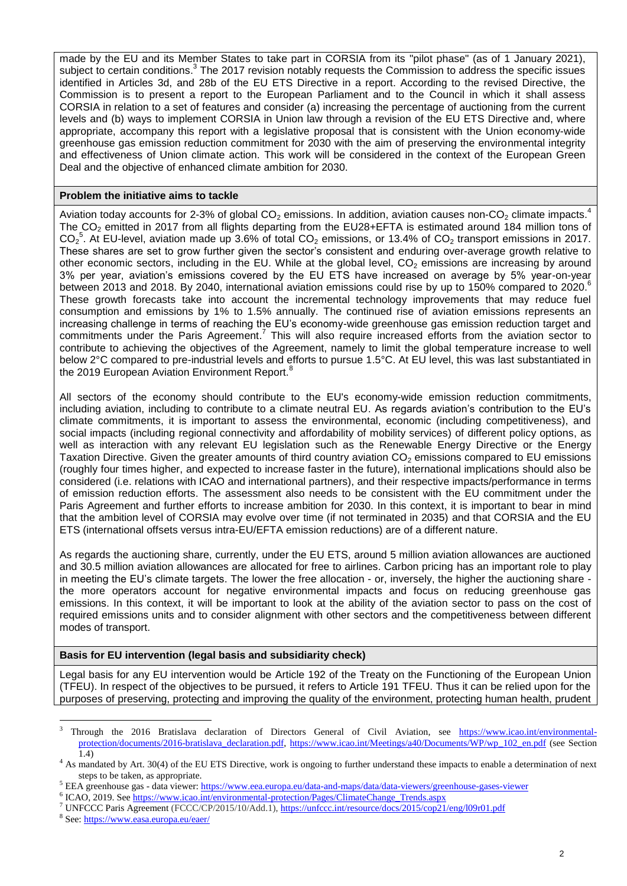made by the EU and its Member States to take part in CORSIA from its "pilot phase" (as of 1 January 2021), subject to certain conditions.[3] The 2017 revision notably requests the Commission to address the specific issues identified in Articles 3d, and 28b of the EU ETS Directive in a report. According to the revised Directive, the Commission is to present a report to the European Parliament and to the Council in which it shall assess CORSIA in relation to a set of features and consider (a) increasing the percentage of auctioning from the current levels and (b) ways to implement CORSIA in Union law through a revision of the EU ETS Directive and, where appropriate, accompany this report with a legislative proposal that is consistent with the Union economy-wide greenhouse gas emission reduction commitment for 2030 with the aim of preserving the environmental integrity and effectiveness of Union climate action. This work will be considered in the context of the European Green Deal and the objective of enhanced climate ambition for 2030.

### Problem the initiative aims to tackle

Aviation today accounts for 2-3% of global $CO_2$ emissions. In addition, aviation causes non-$CO_2$ climate impacts.[4] The $CO_2$ emitted in 2017 from all flights departing from the EU28+EFTA is estimated around 184 million tons of $CO_2$[5]. At EU-level, aviation made up 3.6% of total $CO_2$ emissions, or 13.4% of $CO_2$ transport emissions in 2017. These shares are set to grow further given the sector's consistent and enduring over-average growth relative to other economic sectors, including in the EU. While at the global level, $CO_2$ emissions are increasing by around 3% per year, aviation's emissions covered by the EU ETS have increased on average by 5% year-on-year between 2013 and 2018. By 2040, international aviation emissions could rise by up to 150% compared to 2020.[6] These growth forecasts take into account the incremental technology improvements that may reduce fuel consumption and emissions by 1% to 1.5% annually. The continued rise of aviation emissions represents an increasing challenge in terms of reaching the EU's economy-wide greenhouse gas emission reduction target and commitments under the Paris Agreement.[7] This will also require increased efforts from the aviation sector to contribute to achieving the objectives of the Agreement, namely to limit the global temperature increase to well below 2°C compared to pre-industrial levels and efforts to pursue 1.5°C. At EU level, this was last substantiated in the 2019 European Aviation Environment Report.[8]

All sectors of the economy should contribute to the EU's economy-wide emission reduction commitments, including aviation, including to contribute to a climate neutral EU. As regards aviation's contribution to the EU's climate commitments, it is important to assess the environmental, economic (including competitiveness), and social impacts (including regional connectivity and affordability of mobility services) of different policy options, as well as interaction with any relevant EU legislation such as the Renewable Energy Directive or the Energy Taxation Directive. Given the greater amounts of third country aviation $CO_2$ emissions compared to EU emissions (roughly four times higher, and expected to increase faster in the future), international implications should also be considered (i.e. relations with ICAO and international partners), and their respective impacts/performance in terms of emission reduction efforts. The assessment also needs to be consistent with the EU commitment under the Paris Agreement and further efforts to increase ambition for 2030. In this context, it is important to bear in mind that the ambition level of CORSIA may evolve over time (if not terminated in 2035) and that CORSIA and the EU ETS (international offsets versus intra-EU/EFTA emission reductions) are of a different nature.

As regards the auctioning share, currently, under the EU ETS, around 5 million aviation allowances are auctioned and 30.5 million aviation allowances are allocated for free to airlines. Carbon pricing has an important role to play in meeting the EU's climate targets. The lower the free allocation - or, inversely, the higher the auctioning share - the more operators account for negative environmental impacts and focus on reducing greenhouse gas emissions. In this context, it will be important to look at the ability of the aviation sector to pass on the cost of required emissions units and to consider alignment with other sectors and the competitiveness between different modes of transport.

### Basis for EU intervention (legal basis and subsidiarity check)

Legal basis for any EU intervention would be Article 192 of the Treaty on the Functioning of the European Union (TFEU). In respect of the objectives to be pursued, it refers to Article 191 TFEU. Thus it can be relied upon for the purposes of preserving, protecting and improving the quality of the environment, protecting human health, prudent

---

[3] Through the 2016 Bratislava declaration of Directors General of Civil Aviation, see https://www.icao.int/environmental-protection/documents/2016-bratislava_declaration.pdf, https://www.icao.int/Meetings/a40/Documents/WP/wp_102_en.pdf (see Section 1.4)

[4] As mandated by Art. 30(4) of the EU ETS Directive, work is ongoing to further understand these impacts to enable a determination of next steps to be taken, as appropriate.

[5] EEA greenhouse gas - data viewer: https://www.eea.europa.eu/data-and-maps/data/data-viewers/greenhouse-gases-viewer

[6] ICAO, 2019. See https://www.icao.int/environmental-protection/Pages/ClimateChange_Trends.aspx

[7] UNFCCC Paris Agreement (FCCC/CP/2015/10/Add.1), https://unfccc.int/resource/docs/2015/cop21/eng/l09r01.pdf

[8] See: https://www.easa.europa.eu/eaer/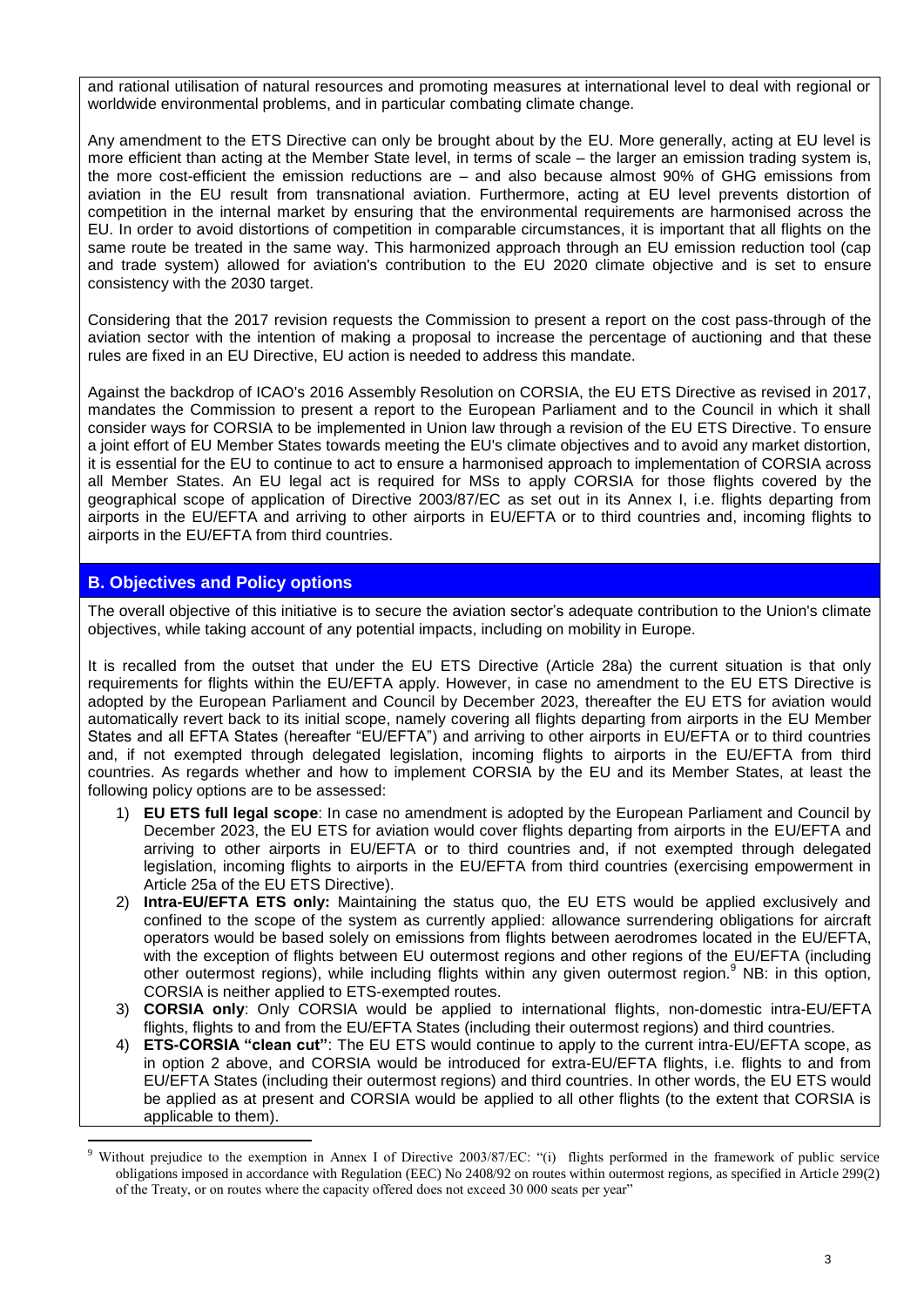and rational utilisation of natural resources and promoting measures at international level to deal with regional or worldwide environmental problems, and in particular combating climate change.

Any amendment to the ETS Directive can only be brought about by the EU. More generally, acting at EU level is more efficient than acting at the Member State level, in terms of scale – the larger an emission trading system is, the more cost-efficient the emission reductions are – and also because almost 90% of GHG emissions from aviation in the EU result from transnational aviation. Furthermore, acting at EU level prevents distortion of competition in the internal market by ensuring that the environmental requirements are harmonised across the EU. In order to avoid distortions of competition in comparable circumstances, it is important that all flights on the same route be treated in the same way. This harmonized approach through an EU emission reduction tool (cap and trade system) allowed for aviation's contribution to the EU 2020 climate objective and is set to ensure consistency with the 2030 target.

Considering that the 2017 revision requests the Commission to present a report on the cost pass-through of the aviation sector with the intention of making a proposal to increase the percentage of auctioning and that these rules are fixed in an EU Directive, EU action is needed to address this mandate.

Against the backdrop of ICAO's 2016 Assembly Resolution on CORSIA, the EU ETS Directive as revised in 2017, mandates the Commission to present a report to the European Parliament and to the Council in which it shall consider ways for CORSIA to be implemented in Union law through a revision of the EU ETS Directive. To ensure a joint effort of EU Member States towards meeting the EU's climate objectives and to avoid any market distortion, it is essential for the EU to continue to act to ensure a harmonised approach to implementation of CORSIA across all Member States. An EU legal act is required for MSs to apply CORSIA for those flights covered by the geographical scope of application of Directive 2003/87/EC as set out in its Annex I, i.e. flights departing from airports in the EU/EFTA and arriving to other airports in EU/EFTA or to third countries and, incoming flights to airports in the EU/EFTA from third countries.

## B. Objectives and Policy options

The overall objective of this initiative is to secure the aviation sector's adequate contribution to the Union's climate objectives, while taking account of any potential impacts, including on mobility in Europe.

It is recalled from the outset that under the EU ETS Directive (Article 28a) the current situation is that only requirements for flights within the EU/EFTA apply. However, in case no amendment to the EU ETS Directive is adopted by the European Parliament and Council by December 2023, thereafter the EU ETS for aviation would automatically revert back to its initial scope, namely covering all flights departing from airports in the EU Member States and all EFTA States (hereafter "EU/EFTA") and arriving to other airports in EU/EFTA or to third countries and, if not exempted through delegated legislation, incoming flights to airports in the EU/EFTA from third countries. As regards whether and how to implement CORSIA by the EU and its Member States, at least the following policy options are to be assessed:

1) **EU ETS full legal scope**: In case no amendment is adopted by the European Parliament and Council by December 2023, the EU ETS for aviation would cover flights departing from airports in the EU/EFTA and arriving to other airports in EU/EFTA or to third countries and, if not exempted through delegated legislation, incoming flights to airports in the EU/EFTA from third countries (exercising empowerment in Article 25a of the EU ETS Directive).
2) **Intra-EU/EFTA ETS only:** Maintaining the status quo, the EU ETS would be applied exclusively and confined to the scope of the system as currently applied: allowance surrendering obligations for aircraft operators would be based solely on emissions from flights between aerodromes located in the EU/EFTA, with the exception of flights between EU outermost regions and other regions of the EU/EFTA (including other outermost regions), while including flights within any given outermost region.[9] NB: in this option, CORSIA is neither applied to ETS-exempted routes.
3) **CORSIA only**: Only CORSIA would be applied to international flights, non-domestic intra-EU/EFTA flights, flights to and from the EU/EFTA States (including their outermost regions) and third countries.
4) **ETS-CORSIA "clean cut"**: The EU ETS would continue to apply to the current intra-EU/EFTA scope, as in option 2 above, and CORSIA would be introduced for extra-EU/EFTA flights, i.e. flights to and from EU/EFTA States (including their outermost regions) and third countries. In other words, the EU ETS would be applied as at present and CORSIA would be applied to all other flights (to the extent that CORSIA is applicable to them).

---

[9] Without prejudice to the exemption in Annex I of Directive 2003/87/EC: "(i) flights performed in the framework of public service obligations imposed in accordance with Regulation (EEC) No 2408/92 on routes within outermost regions, as specified in Article 299(2) of the Treaty, or on routes where the capacity offered does not exceed 30 000 seats per year"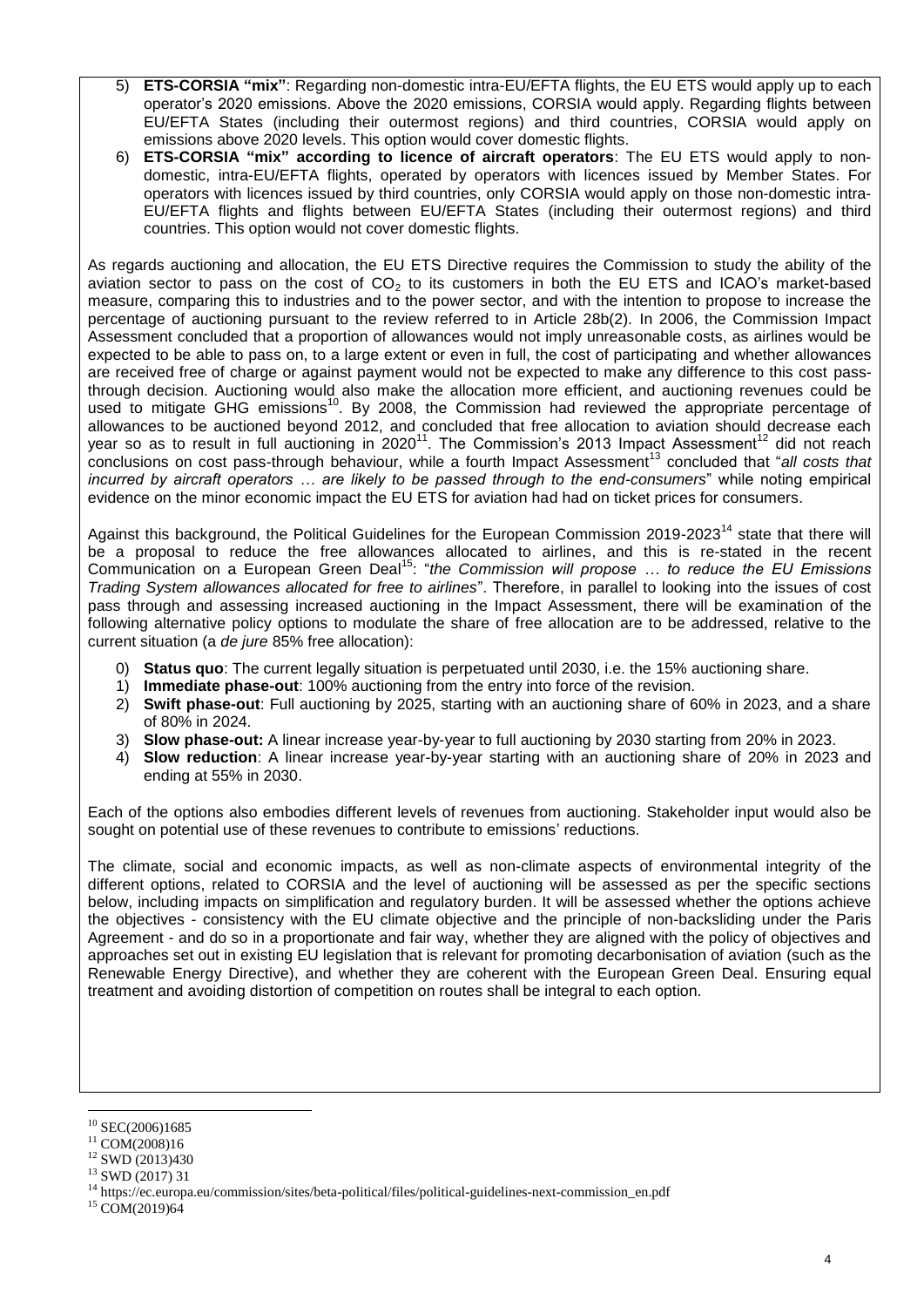5) **ETS-CORSIA "mix"**: Regarding non-domestic intra-EU/EFTA flights, the EU ETS would apply up to each operator's 2020 emissions. Above the 2020 emissions, CORSIA would apply. Regarding flights between EU/EFTA States (including their outermost regions) and third countries, CORSIA would apply on emissions above 2020 levels. This option would cover domestic flights.
6) **ETS-CORSIA "mix" according to licence of aircraft operators**: The EU ETS would apply to non-domestic, intra-EU/EFTA flights, operated by operators with licences issued by Member States. For operators with licences issued by third countries, only CORSIA would apply on those non-domestic intra-EU/EFTA flights and flights between EU/EFTA States (including their outermost regions) and third countries. This option would not cover domestic flights.

As regards auctioning and allocation, the EU ETS Directive requires the Commission to study the ability of the aviation sector to pass on the cost of $CO_2$ to its customers in both the EU ETS and ICAO's market-based measure, comparing this to industries and to the power sector, and with the intention to propose to increase the percentage of auctioning pursuant to the review referred to in Article 28b(2). In 2006, the Commission Impact Assessment concluded that a proportion of allowances would not imply unreasonable costs, as airlines would be expected to be able to pass on, to a large extent or even in full, the cost of participating and whether allowances are received free of charge or against payment would not be expected to make any difference to this cost pass-through decision. Auctioning would also make the allocation more efficient, and auctioning revenues could be used to mitigate GHG emissions[10]. By 2008, the Commission had reviewed the appropriate percentage of allowances to be auctioned beyond 2012, and concluded that free allocation to aviation should decrease each year so as to result in full auctioning in 2020[11]. The Commission's 2013 Impact Assessment[12] did not reach conclusions on cost pass-through behaviour, while a fourth Impact Assessment[13] concluded that "*all costs that incurred by aircraft operators … are likely to be passed through to the end-consumers*" while noting empirical evidence on the minor economic impact the EU ETS for aviation had had on ticket prices for consumers.

Against this background, the Political Guidelines for the European Commission 2019-2023[14] state that there will be a proposal to reduce the free allowances allocated to airlines, and this is re-stated in the recent Communication on a European Green Deal[15]: "*the Commission will propose … to reduce the EU Emissions Trading System allowances allocated for free to airlines*". Therefore, in parallel to looking into the issues of cost pass through and assessing increased auctioning in the Impact Assessment, there will be examination of the following alternative policy options to modulate the share of free allocation are to be addressed, relative to the current situation (a *de jure* 85% free allocation):

0) **Status quo**: The current legally situation is perpetuated until 2030, i.e. the 15% auctioning share.
1) **Immediate phase-out**: 100% auctioning from the entry into force of the revision.
2) **Swift phase-out**: Full auctioning by 2025, starting with an auctioning share of 60% in 2023, and a share of 80% in 2024.
3) **Slow phase-out:** A linear increase year-by-year to full auctioning by 2030 starting from 20% in 2023.
4) **Slow reduction**: A linear increase year-by-year starting with an auctioning share of 20% in 2023 and ending at 55% in 2030.

Each of the options also embodies different levels of revenues from auctioning. Stakeholder input would also be sought on potential use of these revenues to contribute to emissions' reductions.

The climate, social and economic impacts, as well as non-climate aspects of environmental integrity of the different options, related to CORSIA and the level of auctioning will be assessed as per the specific sections below, including impacts on simplification and regulatory burden. It will be assessed whether the options achieve the objectives - consistency with the EU climate objective and the principle of non-backsliding under the Paris Agreement - and do so in a proportionate and fair way, whether they are aligned with the policy of objectives and approaches set out in existing EU legislation that is relevant for promoting decarbonisation of aviation (such as the Renewable Energy Directive), and whether they are coherent with the European Green Deal. Ensuring equal treatment and avoiding distortion of competition on routes shall be integral to each option.

---

[10] SEC(2006)1685
[11] COM(2008)16
[12] SWD (2013)430
[13] SWD (2017) 31
[14] https://ec.europa.eu/commission/sites/beta-political/files/political-guidelines-next-commission_en.pdf
[15] COM(2019)64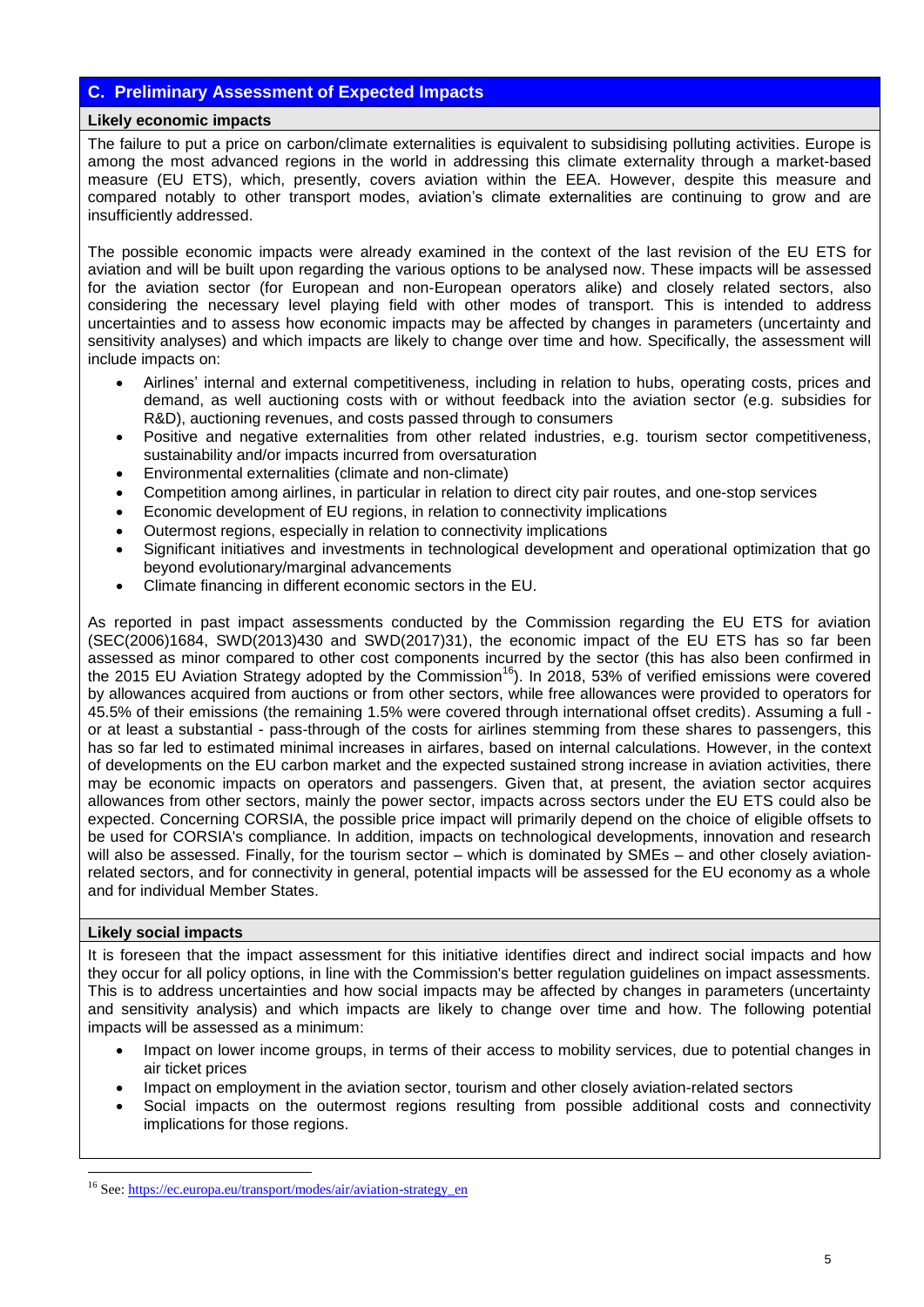## C. Preliminary Assessment of Expected Impacts

### Likely economic impacts

The failure to put a price on carbon/climate externalities is equivalent to subsidising polluting activities. Europe is among the most advanced regions in the world in addressing this climate externality through a market-based measure (EU ETS), which, presently, covers aviation within the EEA. However, despite this measure and compared notably to other transport modes, aviation's climate externalities are continuing to grow and are insufficiently addressed.

The possible economic impacts were already examined in the context of the last revision of the EU ETS for aviation and will be built upon regarding the various options to be analysed now. These impacts will be assessed for the aviation sector (for European and non-European operators alike) and closely related sectors, also considering the necessary level playing field with other modes of transport. This is intended to address uncertainties and to assess how economic impacts may be affected by changes in parameters (uncertainty and sensitivity analyses) and which impacts are likely to change over time and how. Specifically, the assessment will include impacts on:

- Airlines' internal and external competitiveness, including in relation to hubs, operating costs, prices and demand, as well auctioning costs with or without feedback into the aviation sector (e.g. subsidies for R&D), auctioning revenues, and costs passed through to consumers
- Positive and negative externalities from other related industries, e.g. tourism sector competitiveness, sustainability and/or impacts incurred from oversaturation
- Environmental externalities (climate and non-climate)
- Competition among airlines, in particular in relation to direct city pair routes, and one-stop services
- Economic development of EU regions, in relation to connectivity implications
- Outermost regions, especially in relation to connectivity implications
- Significant initiatives and investments in technological development and operational optimization that go beyond evolutionary/marginal advancements
- Climate financing in different economic sectors in the EU.

As reported in past impact assessments conducted by the Commission regarding the EU ETS for aviation (SEC(2006)1684, SWD(2013)430 and SWD(2017)31), the economic impact of the EU ETS has so far been assessed as minor compared to other cost components incurred by the sector (this has also been confirmed in the 2015 EU Aviation Strategy adopted by the Commission[16]). In 2018, 53% of verified emissions were covered by allowances acquired from auctions or from other sectors, while free allowances were provided to operators for 45.5% of their emissions (the remaining 1.5% were covered through international offset credits). Assuming a full - or at least a substantial - pass-through of the costs for airlines stemming from these shares to passengers, this has so far led to estimated minimal increases in airfares, based on internal calculations. However, in the context of developments on the EU carbon market and the expected sustained strong increase in aviation activities, there may be economic impacts on operators and passengers. Given that, at present, the aviation sector acquires allowances from other sectors, mainly the power sector, impacts across sectors under the EU ETS could also be expected. Concerning CORSIA, the possible price impact will primarily depend on the choice of eligible offsets to be used for CORSIA's compliance. In addition, impacts on technological developments, innovation and research will also be assessed. Finally, for the tourism sector – which is dominated by SMEs – and other closely aviation-related sectors, and for connectivity in general, potential impacts will be assessed for the EU economy as a whole and for individual Member States.

### Likely social impacts

It is foreseen that the impact assessment for this initiative identifies direct and indirect social impacts and how they occur for all policy options, in line with the Commission's better regulation guidelines on impact assessments. This is to address uncertainties and how social impacts may be affected by changes in parameters (uncertainty and sensitivity analysis) and which impacts are likely to change over time and how. The following potential impacts will be assessed as a minimum:

- Impact on lower income groups, in terms of their access to mobility services, due to potential changes in air ticket prices
- Impact on employment in the aviation sector, tourism and other closely aviation-related sectors
- Social impacts on the outermost regions resulting from possible additional costs and connectivity implications for those regions.

---

[16] See: https://ec.europa.eu/transport/modes/air/aviation-strategy_en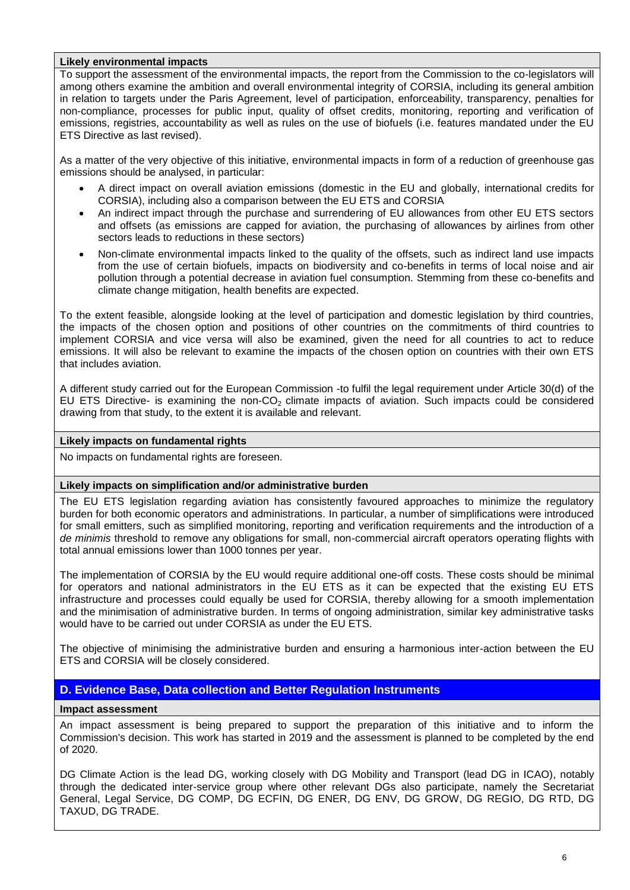**Likely environmental impacts**

To support the assessment of the environmental impacts, the report from the Commission to the co-legislators will among others examine the ambition and overall environmental integrity of CORSIA, including its general ambition in relation to targets under the Paris Agreement, level of participation, enforceability, transparency, penalties for non-compliance, processes for public input, quality of offset credits, monitoring, reporting and verification of emissions, registries, accountability as well as rules on the use of biofuels (i.e. features mandated under the EU ETS Directive as last revised).

As a matter of the very objective of this initiative, environmental impacts in form of a reduction of greenhouse gas emissions should be analysed, in particular:

- A direct impact on overall aviation emissions (domestic in the EU and globally, international credits for CORSIA), including also a comparison between the EU ETS and CORSIA
- An indirect impact through the purchase and surrendering of EU allowances from other EU ETS sectors and offsets (as emissions are capped for aviation, the purchasing of allowances by airlines from other sectors leads to reductions in these sectors)
- Non-climate environmental impacts linked to the quality of the offsets, such as indirect land use impacts from the use of certain biofuels, impacts on biodiversity and co-benefits in terms of local noise and air pollution through a potential decrease in aviation fuel consumption. Stemming from these co-benefits and climate change mitigation, health benefits are expected.

To the extent feasible, alongside looking at the level of participation and domestic legislation by third countries, the impacts of the chosen option and positions of other countries on the commitments of third countries to implement CORSIA and vice versa will also be examined, given the need for all countries to act to reduce emissions. It will also be relevant to examine the impacts of the chosen option on countries with their own ETS that includes aviation.

A different study carried out for the European Commission -to fulfil the legal requirement under Article 30(d) of the EU ETS Directive- is examining the non-$CO_2$ climate impacts of aviation. Such impacts could be considered drawing from that study, to the extent it is available and relevant.

**Likely impacts on fundamental rights**

No impacts on fundamental rights are foreseen.

**Likely impacts on simplification and/or administrative burden**

The EU ETS legislation regarding aviation has consistently favoured approaches to minimize the regulatory burden for both economic operators and administrations. In particular, a number of simplifications were introduced for small emitters, such as simplified monitoring, reporting and verification requirements and the introduction of a *de minimis* threshold to remove any obligations for small, non-commercial aircraft operators operating flights with total annual emissions lower than 1000 tonnes per year.

The implementation of CORSIA by the EU would require additional one-off costs. These costs should be minimal for operators and national administrators in the EU ETS as it can be expected that the existing EU ETS infrastructure and processes could equally be used for CORSIA, thereby allowing for a smooth implementation and the minimisation of administrative burden. In terms of ongoing administration, similar key administrative tasks would have to be carried out under CORSIA as under the EU ETS.

The objective of minimising the administrative burden and ensuring a harmonious inter-action between the EU ETS and CORSIA will be closely considered.

## D. Evidence Base, Data collection and Better Regulation Instruments

**Impact assessment**

An impact assessment is being prepared to support the preparation of this initiative and to inform the Commission's decision. This work has started in 2019 and the assessment is planned to be completed by the end of 2020.

DG Climate Action is the lead DG, working closely with DG Mobility and Transport (lead DG in ICAO), notably through the dedicated inter-service group where other relevant DGs also participate, namely the Secretariat General, Legal Service, DG COMP, DG ECFIN, DG ENER, DG ENV, DG GROW, DG REGIO, DG RTD, DG TAXUD, DG TRADE.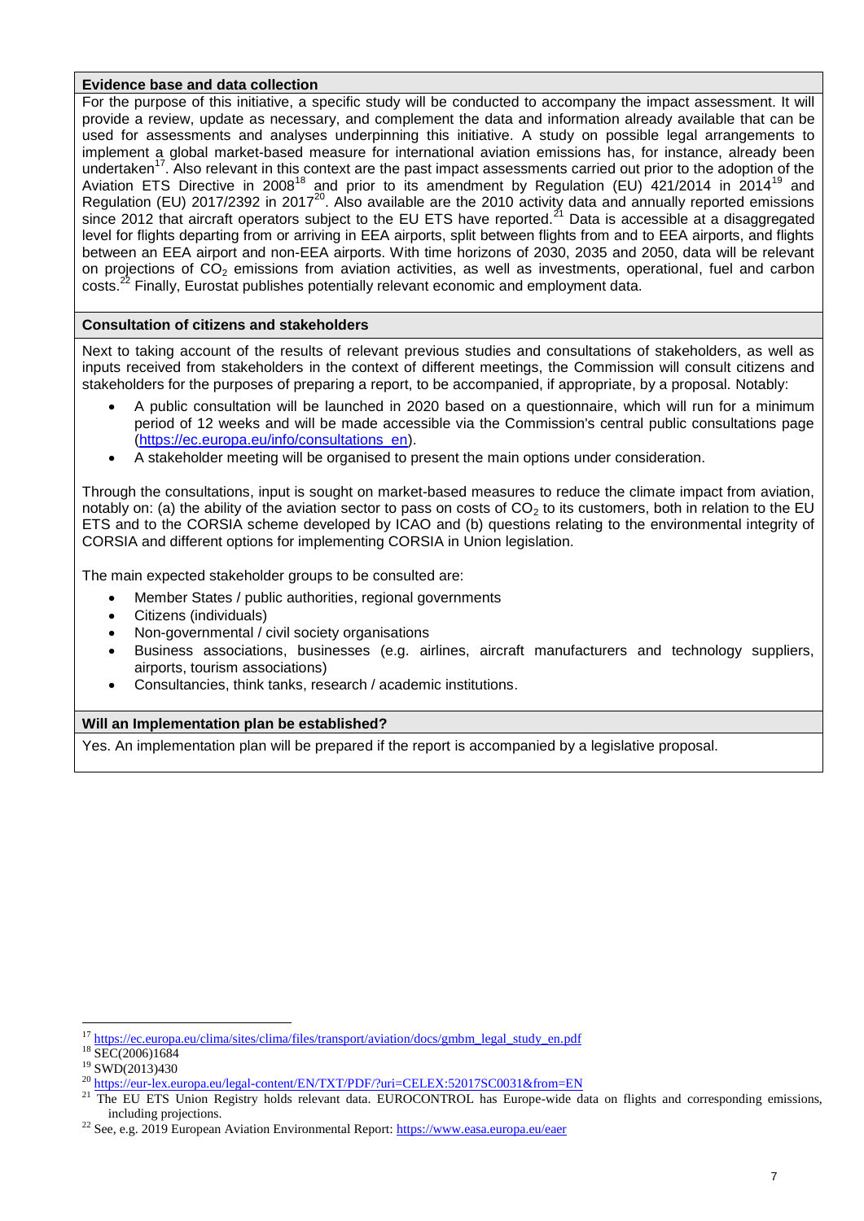**Evidence base and data collection**

For the purpose of this initiative, a specific study will be conducted to accompany the impact assessment. It will provide a review, update as necessary, and complement the data and information already available that can be used for assessments and analyses underpinning this initiative. A study on possible legal arrangements to implement a global market-based measure for international aviation emissions has, for instance, already been undertaken[17]. Also relevant in this context are the past impact assessments carried out prior to the adoption of the Aviation ETS Directive in 2008[18] and prior to its amendment by Regulation (EU) 421/2014 in 2014[19] and Regulation (EU) 2017/2392 in 2017[20]. Also available are the 2010 activity data and annually reported emissions since 2012 that aircraft operators subject to the EU ETS have reported.[21] Data is accessible at a disaggregated level for flights departing from or arriving in EEA airports, split between flights from and to EEA airports, and flights between an EEA airport and non-EEA airports. With time horizons of 2030, 2035 and 2050, data will be relevant on projections of $CO_2$ emissions from aviation activities, as well as investments, operational, fuel and carbon costs.[22] Finally, Eurostat publishes potentially relevant economic and employment data.

**Consultation of citizens and stakeholders**

Next to taking account of the results of relevant previous studies and consultations of stakeholders, as well as inputs received from stakeholders in the context of different meetings, the Commission will consult citizens and stakeholders for the purposes of preparing a report, to be accompanied, if appropriate, by a proposal. Notably:

- A public consultation will be launched in 2020 based on a questionnaire, which will run for a minimum period of 12 weeks and will be made accessible via the Commission's central public consultations page (https://ec.europa.eu/info/consultations_en).
- A stakeholder meeting will be organised to present the main options under consideration.

Through the consultations, input is sought on market-based measures to reduce the climate impact from aviation, notably on: (a) the ability of the aviation sector to pass on costs of $CO_2$ to its customers, both in relation to the EU ETS and to the CORSIA scheme developed by ICAO and (b) questions relating to the environmental integrity of CORSIA and different options for implementing CORSIA in Union legislation.

The main expected stakeholder groups to be consulted are:

- Member States / public authorities, regional governments
- Citizens (individuals)
- Non-governmental / civil society organisations
- Business associations, businesses (e.g. airlines, aircraft manufacturers and technology suppliers, airports, tourism associations)
- Consultancies, think tanks, research / academic institutions.

**Will an Implementation plan be established?**

Yes. An implementation plan will be prepared if the report is accompanied by a legislative proposal.

---

[17] https://ec.europa.eu/clima/sites/clima/files/transport/aviation/docs/gmbm_legal_study_en.pdf

[18] SEC(2006)1684

[19] SWD(2013)430

[20] https://eur-lex.europa.eu/legal-content/EN/TXT/PDF/?uri=CELEX:52017SC0031&from=EN

[21] The EU ETS Union Registry holds relevant data. EUROCONTROL has Europe-wide data on flights and corresponding emissions, including projections.

[22] See, e.g. 2019 European Aviation Environmental Report: https://www.easa.europa.eu/eaer